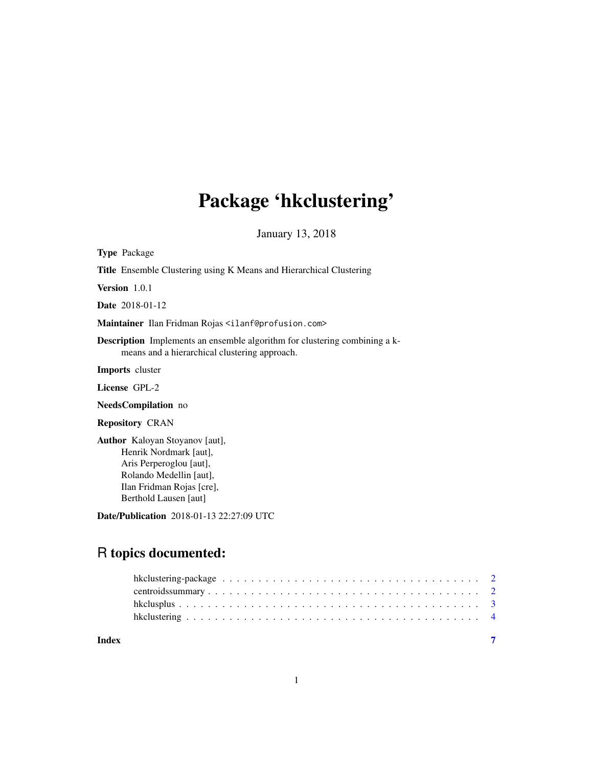# Package 'hkclustering'

January 13, 2018

**Type** Package

**Title** Ensemble Clustering using K Means and Hierarchical Clustering

**Version** 1.0.1

**Date** 2018-01-12

**Maintainer** Ilan Fridman Rojas <ilanf@profusion.com>

**Description** Implements an ensemble algorithm for clustering combining a k-means and a hierarchical clustering approach.

**Imports** cluster

**License** GPL-2

**NeedsCompilation** no

**Repository** CRAN

**Author** Kaloyan Stoyanov [aut],
Henrik Nordmark [aut],
Aris Perperoglou [aut],
Rolando Medellin [aut],
Ilan Fridman Rojas [cre],
Berthold Lausen [aut]

**Date/Publication** 2018-01-13 22:27:09 UTC

## R topics documented:

- hkclustering-package . . . . . . . . . . . . . . . . . . . . . . . . . . . . . . . . . . . . 2
- centroidssummary . . . . . . . . . . . . . . . . . . . . . . . . . . . . . . . . . . . . . . 2
- hkclusplus . . . . . . . . . . . . . . . . . . . . . . . . . . . . . . . . . . . . . . . . . . . 3
- hkclustering . . . . . . . . . . . . . . . . . . . . . . . . . . . . . . . . . . . . . . . . . . 4

**Index** 7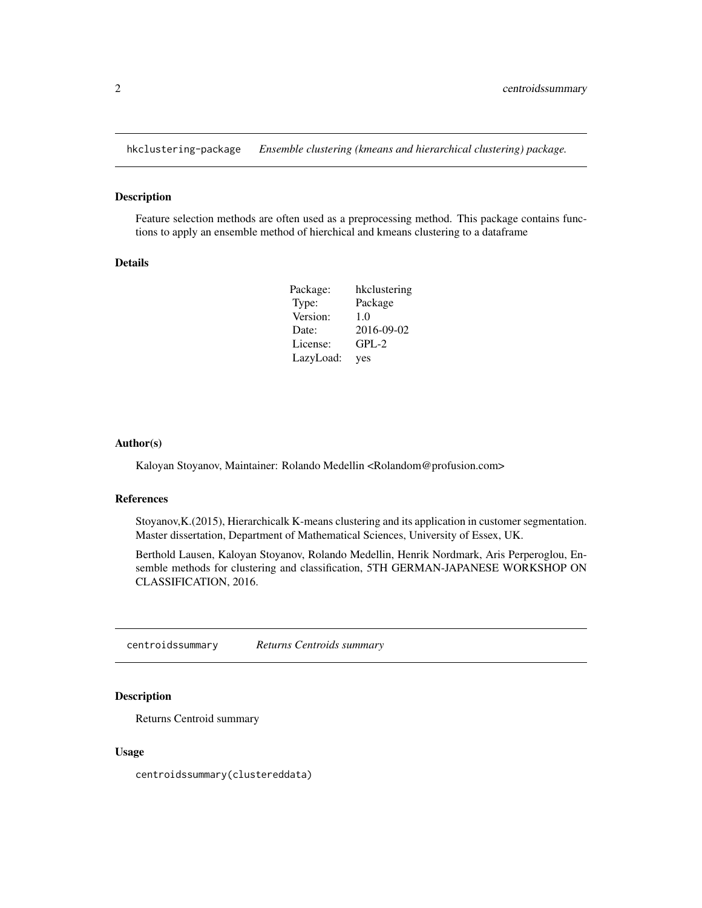## hkclustering-package *Ensemble clustering (kmeans and hierarchical clustering) package.*

### Description

Feature selection methods are often used as a preprocessing method. This package contains functions to apply an ensemble method of hierchical and kmeans clustering to a dataframe

### Details

| | |
|---|---|
| Package: | hkclustering |
| Type: | Package |
| Version: | 1.0 |
| Date: | 2016-09-02 |
| License: | GPL-2 |
| LazyLoad: | yes |

### Author(s)

Kaloyan Stoyanov, Maintainer: Rolando Medellin <Rolandom@profusion.com>

### References

Stoyanov,K.(2015), Hierarchicalk K-means clustering and its application in customer segmentation. Master dissertation, Department of Mathematical Sciences, University of Essex, UK.

Berthold Lausen, Kaloyan Stoyanov, Rolando Medellin, Henrik Nordmark, Aris Perperoglou, Ensemble methods for clustering and classification, 5TH GERMAN-JAPANESE WORKSHOP ON CLASSIFICATION, 2016.

## centroidssummary *Returns Centroids summary*

### Description

Returns Centroid summary

### Usage

```
centroidssummary(clustereddata)
```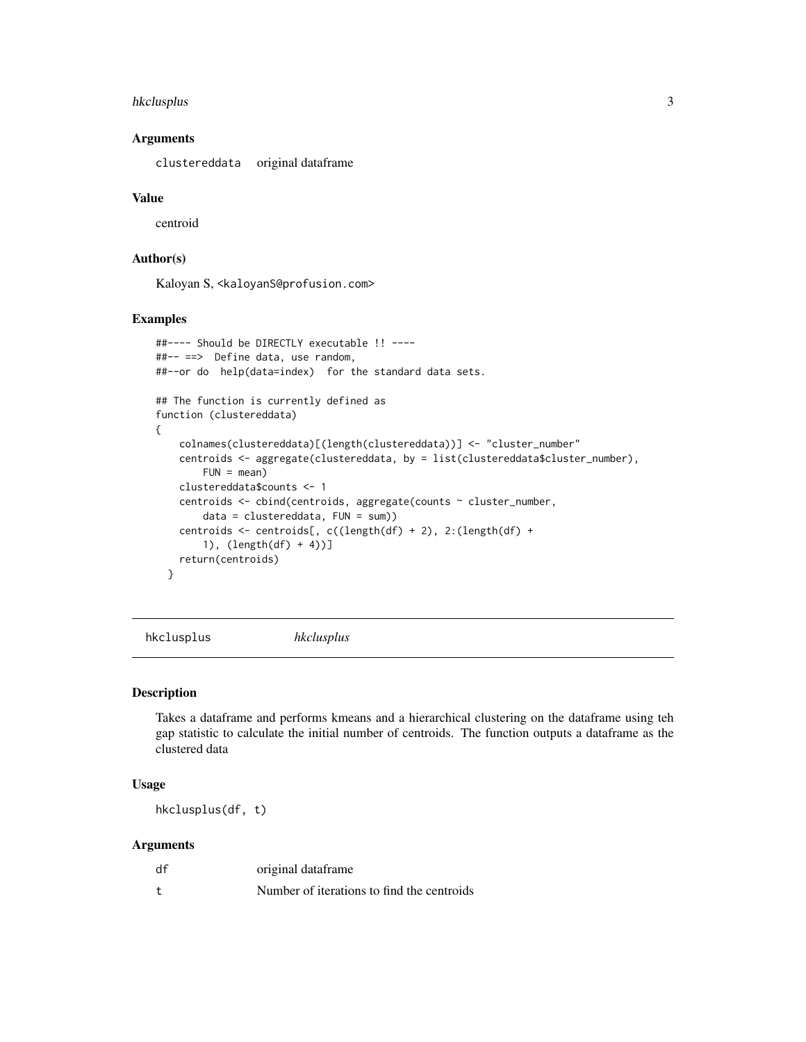## Arguments

clustereddata    original dataframe

## Value

centroid

## Author(s)

Kaloyan S, <kaloyanS@profusion.com>

## Examples

```
##---- Should be DIRECTLY executable !! ----
##-- ==>  Define data, use random,
##--or do  help(data=index)  for the standard data sets.

## The function is currently defined as
function (clustereddata)
{
    colnames(clustereddata)[(length(clustereddata))] <- "cluster_number"
    centroids <- aggregate(clustereddata, by = list(clustereddata$cluster_number),
        FUN = mean)
    clustereddata$counts <- 1
    centroids <- cbind(centroids, aggregate(counts ~ cluster_number,
        data = clustereddata, FUN = sum))
    centroids <- centroids[, c((length(df) + 2), 2:(length(df) +
        1), (length(df) + 4))]
    return(centroids)
  }
```

---

# hkclusplus    *hkclusplus*

## Description

Takes a dataframe and performs kmeans and a hierarchical clustering on the dataframe using teh gap statistic to calculate the initial number of centroids. The function outputs a dataframe as the clustered data

## Usage

```
hkclusplus(df, t)
```

## Arguments

| | |
|---|---|
| df | original dataframe |
| t | Number of iterations to find the centroids |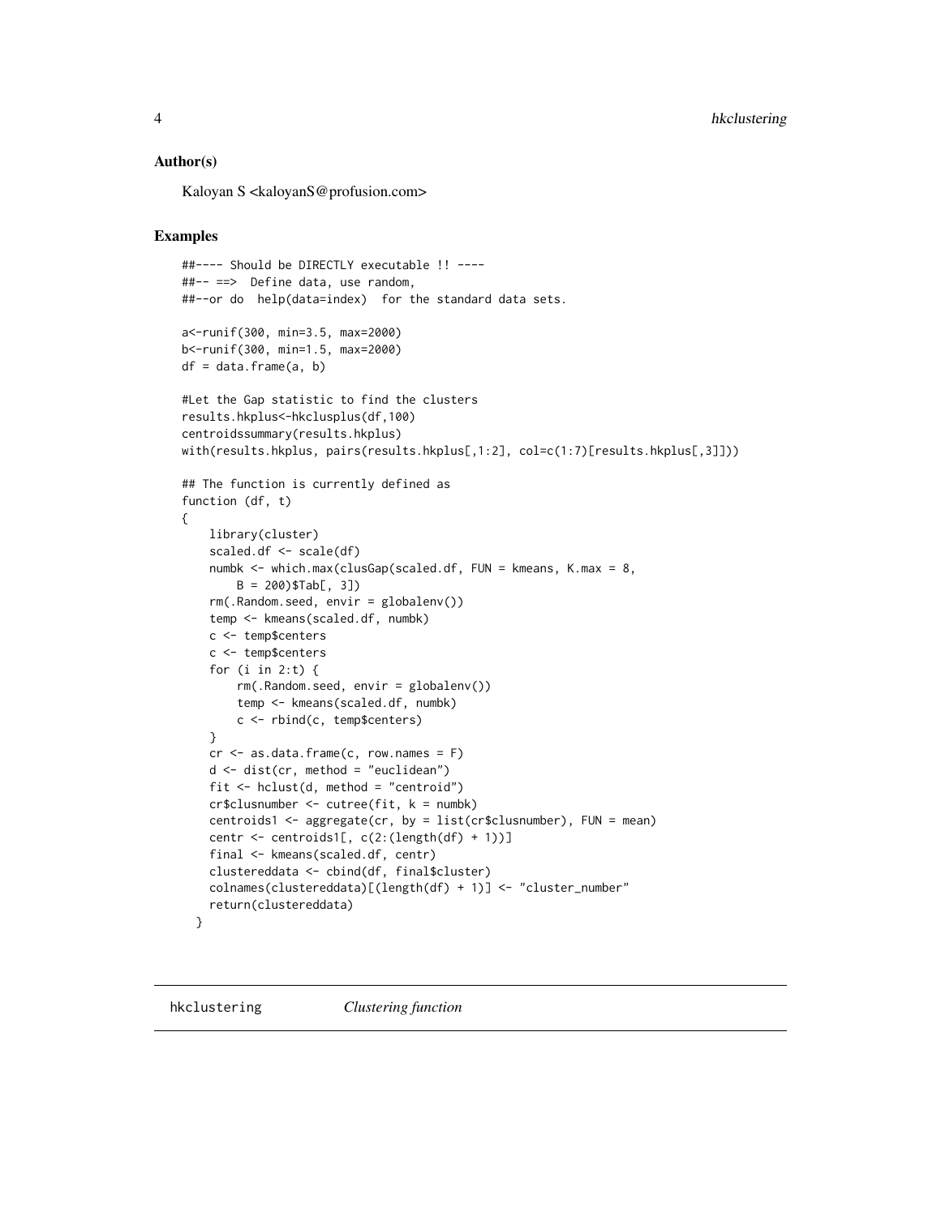## Author(s)

Kaloyan S <kaloyanS@profusion.com>

## Examples

```
##---- Should be DIRECTLY executable !! ----
##-- ==>  Define data, use random,
##--or do  help(data=index)  for the standard data sets.

a<-runif(300, min=3.5, max=2000)
b<-runif(300, min=1.5, max=2000)
df = data.frame(a, b)

#Let the Gap statistic to find the clusters
results.hkplus<-hkclusplus(df,100)
centroidssummary(results.hkplus)
with(results.hkplus, pairs(results.hkplus[,1:2], col=c(1:7)[results.hkplus[,3]]))

## The function is currently defined as
function (df, t)
{
    library(cluster)
    scaled.df <- scale(df)
    numbk <- which.max(clusGap(scaled.df, FUN = kmeans, K.max = 8,
        B = 200)$Tab[, 3])
    rm(.Random.seed, envir = globalenv())
    temp <- kmeans(scaled.df, numbk)
    c <- temp$centers
    c <- temp$centers
    for (i in 2:t) {
        rm(.Random.seed, envir = globalenv())
        temp <- kmeans(scaled.df, numbk)
        c <- rbind(c, temp$centers)
    }
    cr <- as.data.frame(c, row.names = F)
    d <- dist(cr, method = "euclidean")
    fit <- hclust(d, method = "centroid")
    cr$clusnumber <- cutree(fit, k = numbk)
    centroids1 <- aggregate(cr, by = list(cr$clusnumber), FUN = mean)
    centr <- centroids1[, c(2:(length(df) + 1))]
    final <- kmeans(scaled.df, centr)
    clustereddata <- cbind(df, final$cluster)
    colnames(clustereddata)[(length(df) + 1)] <- "cluster_number"
    return(clustereddata)
  }
```

---

hkclustering    *Clustering function*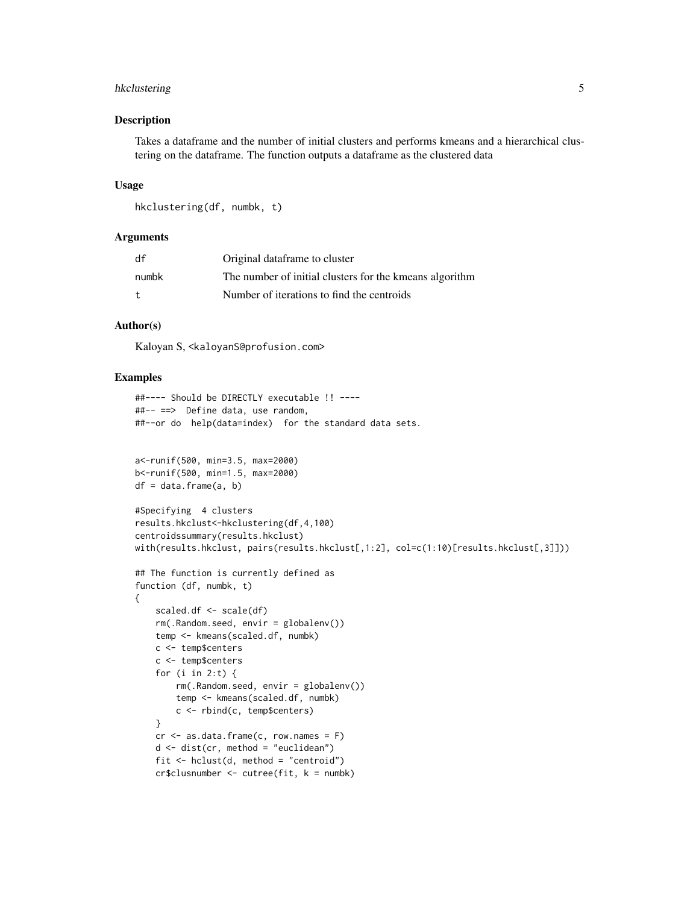## Description

Takes a dataframe and the number of initial clusters and performs kmeans and a hierarchical clustering on the dataframe. The function outputs a dataframe as the clustered data

## Usage

```
hkclustering(df, numbk, t)
```

## Arguments

| | |
|---|---|
| df | Original dataframe to cluster |
| numbk | The number of initial clusters for the kmeans algorithm |
| t | Number of iterations to find the centroids |

## Author(s)

Kaloyan S, <kaloyanS@profusion.com>

## Examples

```
##---- Should be DIRECTLY executable !! ----
##-- ==>  Define data, use random,
##--or do  help(data=index)  for the standard data sets.


a<-runif(500, min=3.5, max=2000)
b<-runif(500, min=1.5, max=2000)
df = data.frame(a, b)

#Specifying  4 clusters
results.hkclust<-hkclustering(df,4,100)
centroidssummary(results.hkclust)
with(results.hkclust, pairs(results.hkclust[,1:2], col=c(1:10)[results.hkclust[,3]]))

## The function is currently defined as
function (df, numbk, t)
{
    scaled.df <- scale(df)
    rm(.Random.seed, envir = globalenv())
    temp <- kmeans(scaled.df, numbk)
    c <- temp$centers
    c <- temp$centers
    for (i in 2:t) {
        rm(.Random.seed, envir = globalenv())
        temp <- kmeans(scaled.df, numbk)
        c <- rbind(c, temp$centers)
    }
    cr <- as.data.frame(c, row.names = F)
    d <- dist(cr, method = "euclidean")
    fit <- hclust(d, method = "centroid")
    cr$clusnumber <- cutree(fit, k = numbk)
```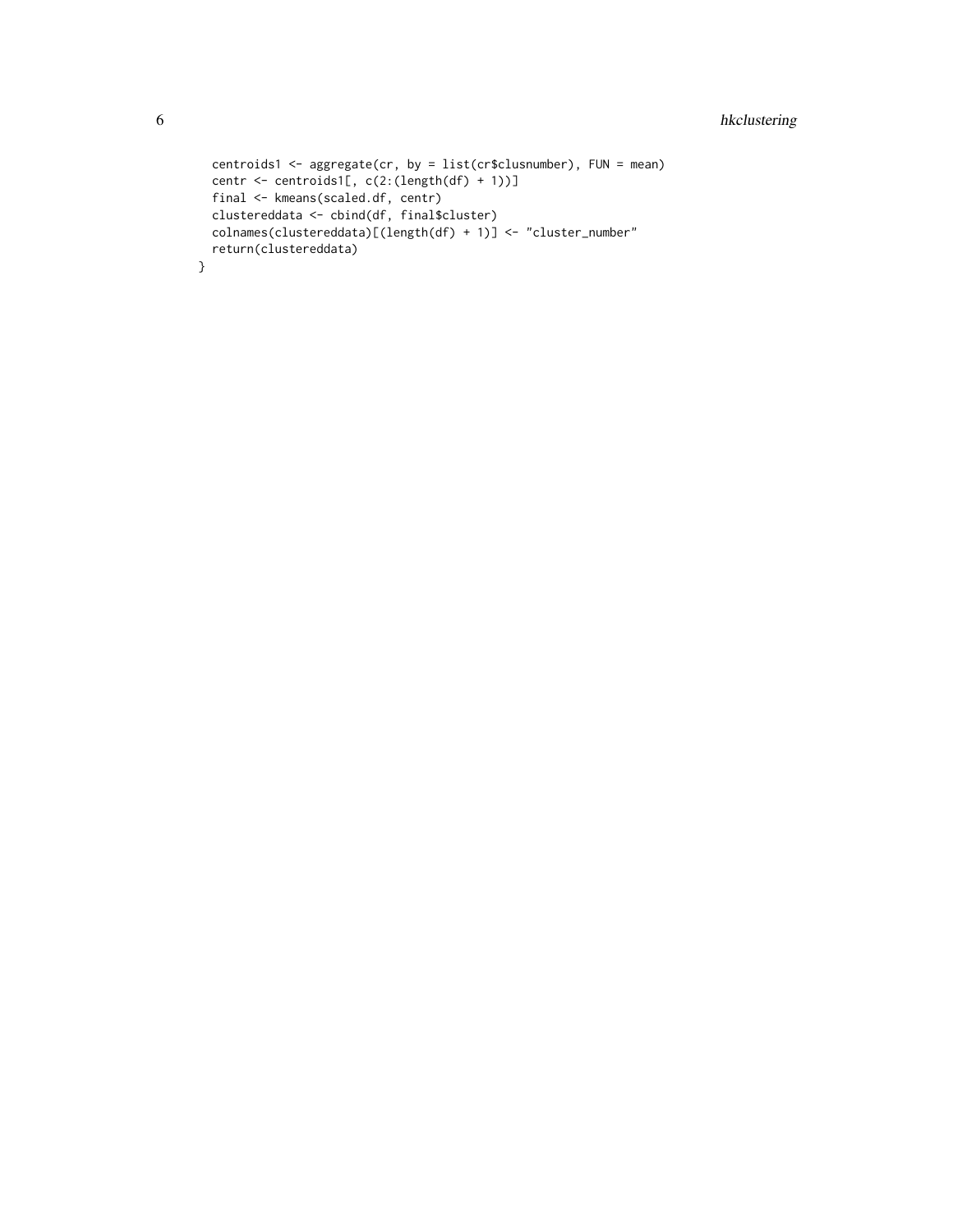```
  centroids1 <- aggregate(cr, by = list(cr$clusnumber), FUN = mean)
  centr <- centroids1[, c(2:(length(df) + 1))]
  final <- kmeans(scaled.df, centr)
  clustereddata <- cbind(df, final$cluster)
  colnames(clustereddata)[(length(df) + 1)] <- "cluster_number"
  return(clustereddata)
}
```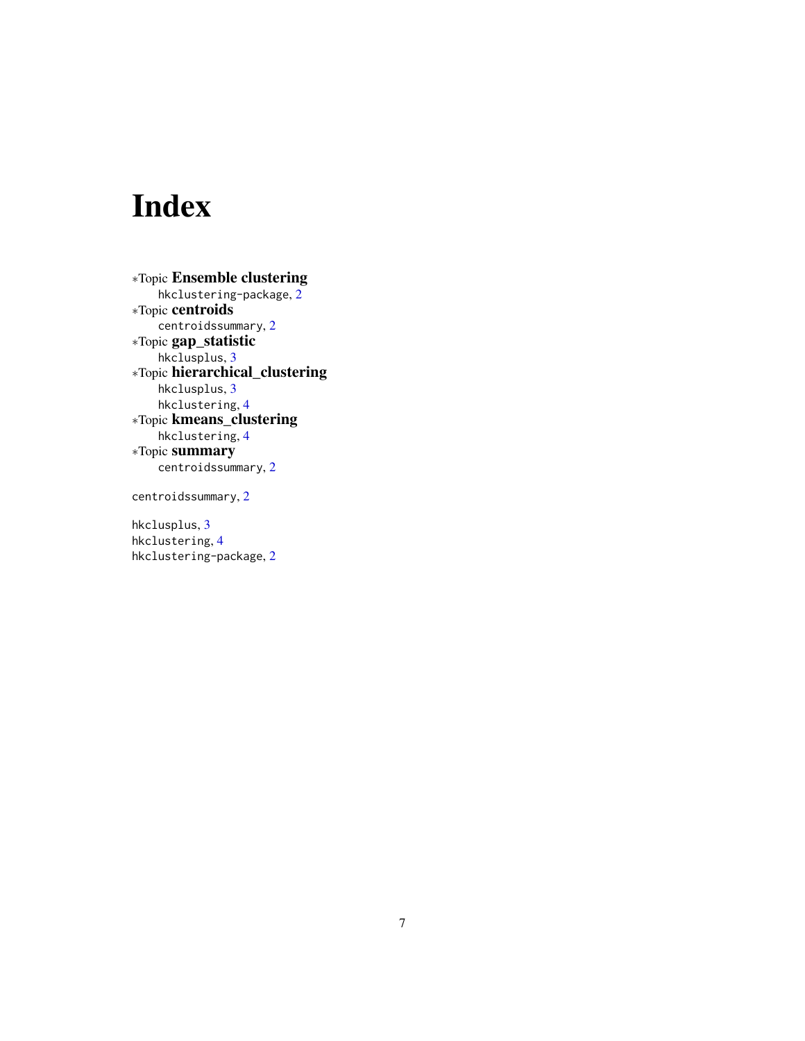# Index

∗Topic **Ensemble clustering**
  hkclustering-package, 2
∗Topic **centroids**
  centroidssummary, 2
∗Topic **gap_statistic**
  hkclusplus, 3
∗Topic **hierarchical_clustering**
  hkclusplus, 3
  hkclustering, 4
∗Topic **kmeans_clustering**
  hkclustering, 4
∗Topic **summary**
  centroidssummary, 2

centroidssummary, 2

hkclusplus, 3
hkclustering, 4
hkclustering-package, 2